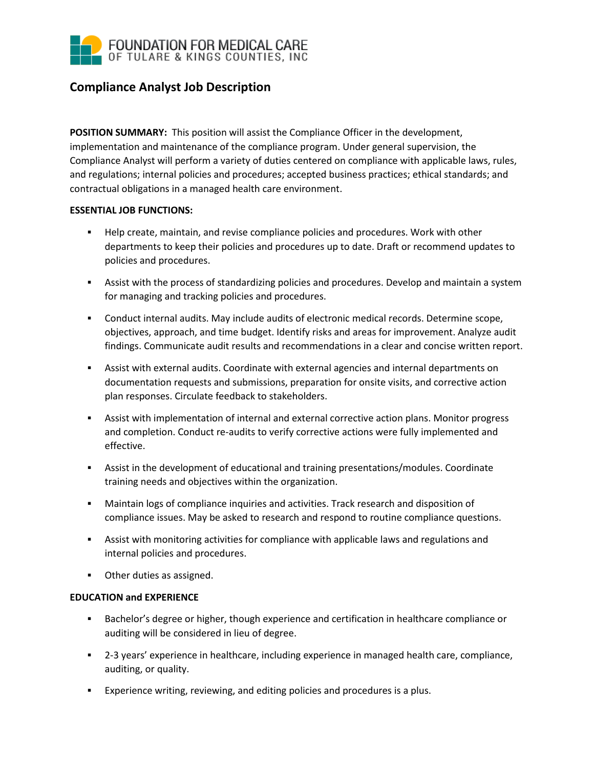FOUNDATION FOR MEDICAL CARE
OF TULARE & KINGS COUNTIES, INC

# Compliance Analyst Job Description

**POSITION SUMMARY:** This position will assist the Compliance Officer in the development, implementation and maintenance of the compliance program. Under general supervision, the Compliance Analyst will perform a variety of duties centered on compliance with applicable laws, rules, and regulations; internal policies and procedures; accepted business practices; ethical standards; and contractual obligations in a managed health care environment.

**ESSENTIAL JOB FUNCTIONS:**

- Help create, maintain, and revise compliance policies and procedures. Work with other departments to keep their policies and procedures up to date. Draft or recommend updates to policies and procedures.
- Assist with the process of standardizing policies and procedures. Develop and maintain a system for managing and tracking policies and procedures.
- Conduct internal audits. May include audits of electronic medical records. Determine scope, objectives, approach, and time budget. Identify risks and areas for improvement. Analyze audit findings. Communicate audit results and recommendations in a clear and concise written report.
- Assist with external audits. Coordinate with external agencies and internal departments on documentation requests and submissions, preparation for onsite visits, and corrective action plan responses. Circulate feedback to stakeholders.
- Assist with implementation of internal and external corrective action plans. Monitor progress and completion. Conduct re-audits to verify corrective actions were fully implemented and effective.
- Assist in the development of educational and training presentations/modules. Coordinate training needs and objectives within the organization.
- Maintain logs of compliance inquiries and activities. Track research and disposition of compliance issues. May be asked to research and respond to routine compliance questions.
- Assist with monitoring activities for compliance with applicable laws and regulations and internal policies and procedures.
- Other duties as assigned.

**EDUCATION and EXPERIENCE**

- Bachelor's degree or higher, though experience and certification in healthcare compliance or auditing will be considered in lieu of degree.
- 2-3 years' experience in healthcare, including experience in managed health care, compliance, auditing, or quality.
- Experience writing, reviewing, and editing policies and procedures is a plus.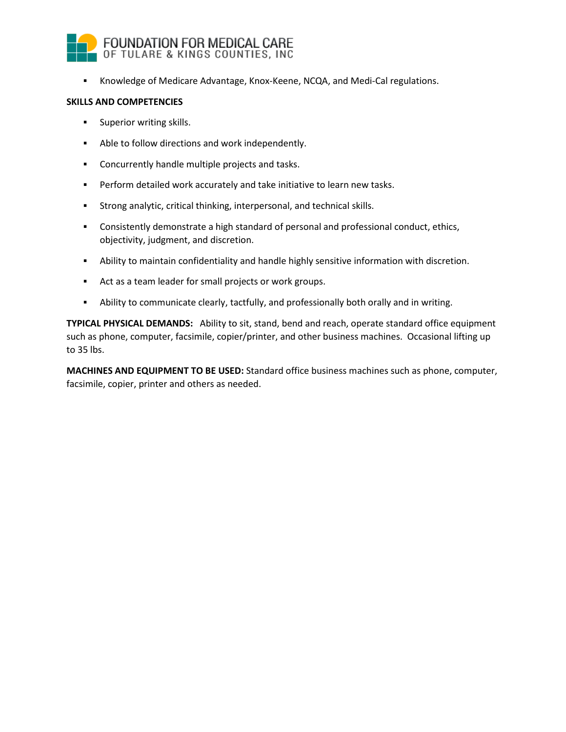- Knowledge of Medicare Advantage, Knox-Keene, NCQA, and Medi-Cal regulations.

**SKILLS AND COMPETENCIES**

- Superior writing skills.
- Able to follow directions and work independently.
- Concurrently handle multiple projects and tasks.
- Perform detailed work accurately and take initiative to learn new tasks.
- Strong analytic, critical thinking, interpersonal, and technical skills.
- Consistently demonstrate a high standard of personal and professional conduct, ethics, objectivity, judgment, and discretion.
- Ability to maintain confidentiality and handle highly sensitive information with discretion.
- Act as a team leader for small projects or work groups.
- Ability to communicate clearly, tactfully, and professionally both orally and in writing.

**TYPICAL PHYSICAL DEMANDS:** Ability to sit, stand, bend and reach, operate standard office equipment such as phone, computer, facsimile, copier/printer, and other business machines. Occasional lifting up to 35 lbs.

**MACHINES AND EQUIPMENT TO BE USED:** Standard office business machines such as phone, computer, facsimile, copier, printer and others as needed.